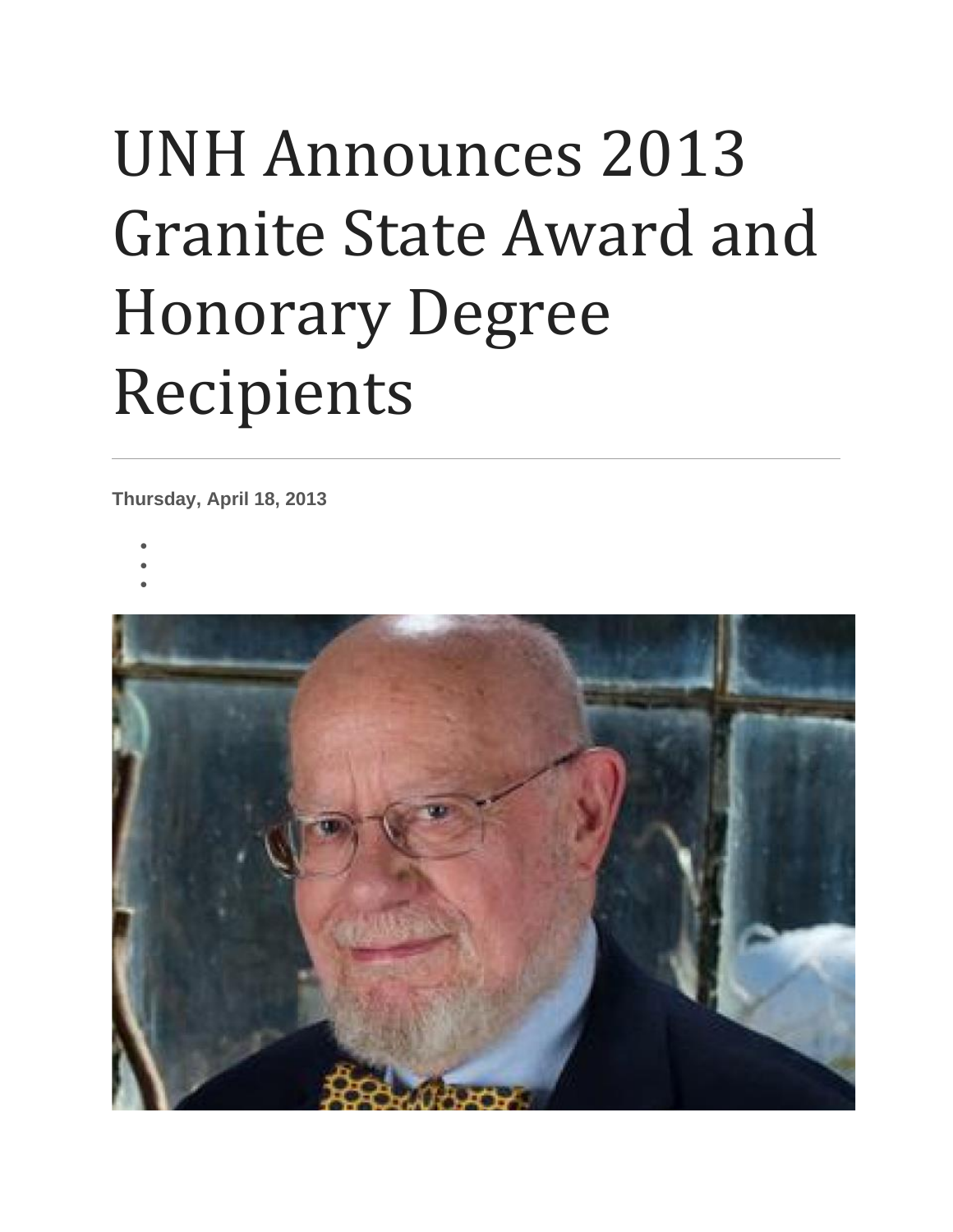# UNH Announces 2013 Granite State Award and Honorary Degree Recipients

**Thursday, April 18, 2013**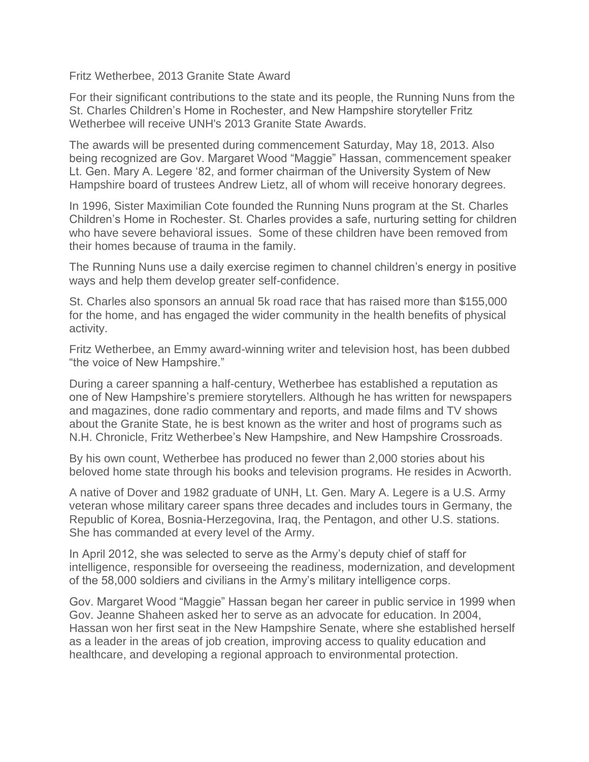Fritz Wetherbee, 2013 Granite State Award

For their significant contributions to the state and its people, the Running Nuns from the St. Charles Children's Home in Rochester, and New Hampshire storyteller Fritz Wetherbee will receive UNH's 2013 Granite State Awards.

The awards will be presented during commencement Saturday, May 18, 2013. Also being recognized are Gov. Margaret Wood "Maggie" Hassan, commencement speaker Lt. Gen. Mary A. Legere '82, and former chairman of the University System of New Hampshire board of trustees Andrew Lietz, all of whom will receive honorary degrees.

In 1996, Sister Maximilian Cote founded the Running Nuns program at the St. Charles Children's Home in Rochester. St. Charles provides a safe, nurturing setting for children who have severe behavioral issues. Some of these children have been removed from their homes because of trauma in the family.

The Running Nuns use a daily exercise regimen to channel children's energy in positive ways and help them develop greater self-confidence.

St. Charles also sponsors an annual 5k road race that has raised more than $155,000 for the home, and has engaged the wider community in the health benefits of physical activity.

Fritz Wetherbee, an Emmy award-winning writer and television host, has been dubbed "the voice of New Hampshire."

During a career spanning a half-century, Wetherbee has established a reputation as one of New Hampshire's premiere storytellers. Although he has written for newspapers and magazines, done radio commentary and reports, and made films and TV shows about the Granite State, he is best known as the writer and host of programs such as N.H. Chronicle, Fritz Wetherbee's New Hampshire, and New Hampshire Crossroads.

By his own count, Wetherbee has produced no fewer than 2,000 stories about his beloved home state through his books and television programs. He resides in Acworth.

A native of Dover and 1982 graduate of UNH, Lt. Gen. Mary A. Legere is a U.S. Army veteran whose military career spans three decades and includes tours in Germany, the Republic of Korea, Bosnia-Herzegovina, Iraq, the Pentagon, and other U.S. stations. She has commanded at every level of the Army.

In April 2012, she was selected to serve as the Army's deputy chief of staff for intelligence, responsible for overseeing the readiness, modernization, and development of the 58,000 soldiers and civilians in the Army's military intelligence corps.

Gov. Margaret Wood "Maggie" Hassan began her career in public service in 1999 when Gov. Jeanne Shaheen asked her to serve as an advocate for education. In 2004, Hassan won her first seat in the New Hampshire Senate, where she established herself as a leader in the areas of job creation, improving access to quality education and healthcare, and developing a regional approach to environmental protection.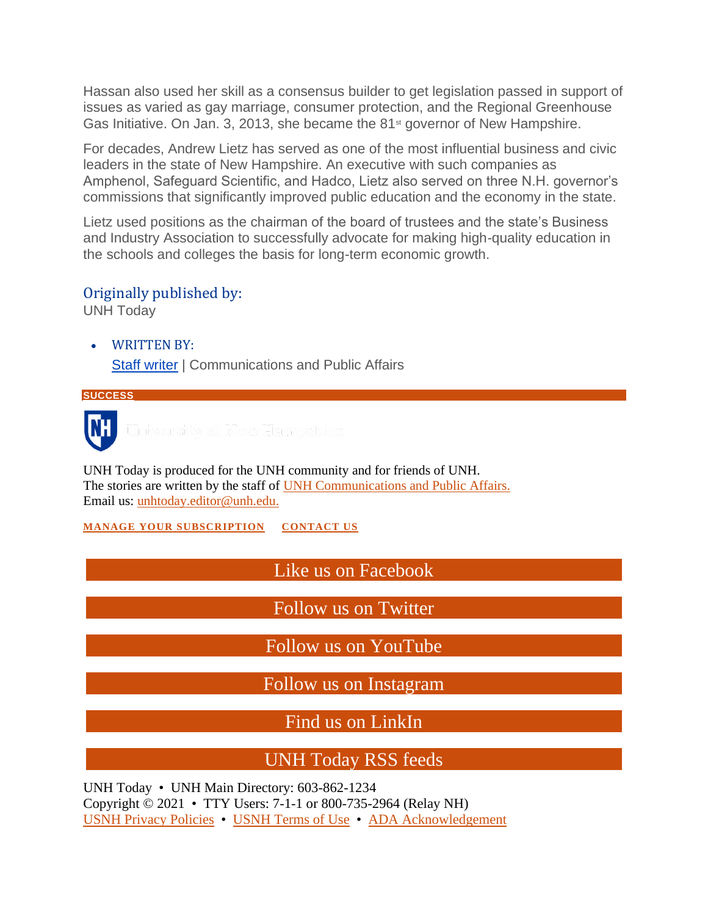Hassan also used her skill as a consensus builder to get legislation passed in support of issues as varied as gay marriage, consumer protection, and the Regional Greenhouse Gas Initiative. On Jan. 3, 2013, she became the 81st governor of New Hampshire.

For decades, Andrew Lietz has served as one of the most influential business and civic leaders in the state of New Hampshire. An executive with such companies as Amphenol, Safeguard Scientific, and Hadco, Lietz also served on three N.H. governor's commissions that significantly improved public education and the economy in the state.

Lietz used positions as the chairman of the board of trustees and the state's Business and Industry Association to successfully advocate for making high-quality education in the schools and colleges the basis for long-term economic growth.

### Originally published by:

UNH Today

- WRITTEN BY:
  Staff writer | Communications and Public Affairs

**SUCCESS**

UNH Today is produced for the UNH community and for friends of UNH.
The stories are written by the staff of UNH Communications and Public Affairs.
Email us: unhtoday.editor@unh.edu.

**MANAGE YOUR SUBSCRIPTION** **CONTACT US**

Like us on Facebook

Follow us on Twitter

Follow us on YouTube

Follow us on Instagram

Find us on LinkIn

UNH Today RSS feeds

UNH Today • UNH Main Directory: 603-862-1234
Copyright © 2021 • TTY Users: 7-1-1 or 800-735-2964 (Relay NH)
USNH Privacy Policies • USNH Terms of Use • ADA Acknowledgement